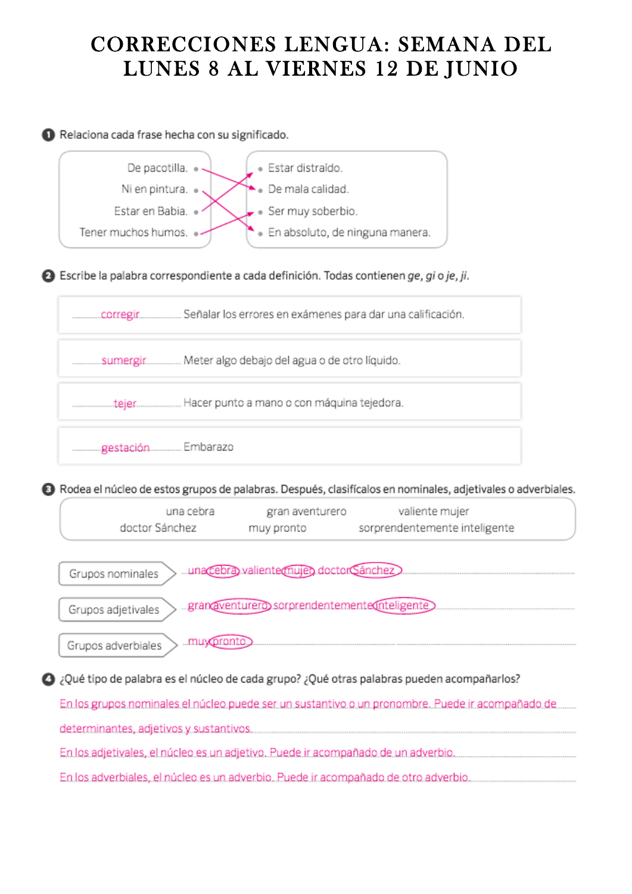# CORRECCIONES LENGUA: SEMANA DEL LUNES 8 AL VIERNES 12 DE JUNIO

**1** Relaciona cada frase hecha con su significado.

- De pacotilla. → De mala calidad.
- Ni en pintura. → En absoluto, de ninguna manera.
- Estar en Babia. → Estar distraído.
- Tener muchos humos. → Ser muy soberbio.

**2** Escribe la palabra correspondiente a cada definición. Todas contienen *ge*, *gi* o *je*, *ji*.

- corregir — Señalar los errores en exámenes para dar una calificación.
- sumergir — Meter algo debajo del agua o de otro líquido.
- tejer — Hacer punto a mano o con máquina tejedora.
- gestación — Embarazo

**3** Rodea el núcleo de estos grupos de palabras. Después, clasifícalos en nominales, adjetivales o adverbiales.

una cebra — gran aventurero — valiente mujer — doctor Sánchez — muy pronto — sorprendentemente inteligente

- Grupos nominales: una **cebra**, valiente **mujer**, doctor **Sánchez**
- Grupos adjetivales: gran **aventurero**, sorprendentemente **inteligente**
- Grupos adverbiales: muy **pronto**

**4** ¿Qué tipo de palabra es el núcleo de cada grupo? ¿Qué otras palabras pueden acompañarlos?

En los grupos nominales el núcleo puede ser un sustantivo o un pronombre. Puede ir acompañado de determinantes, adjetivos y sustantivos.

En los adjetivales, el núcleo es un adjetivo. Puede ir acompañado de un adverbio.

En los adverbiales, el núcleo es un adverbio. Puede ir acompañado de otro adverbio.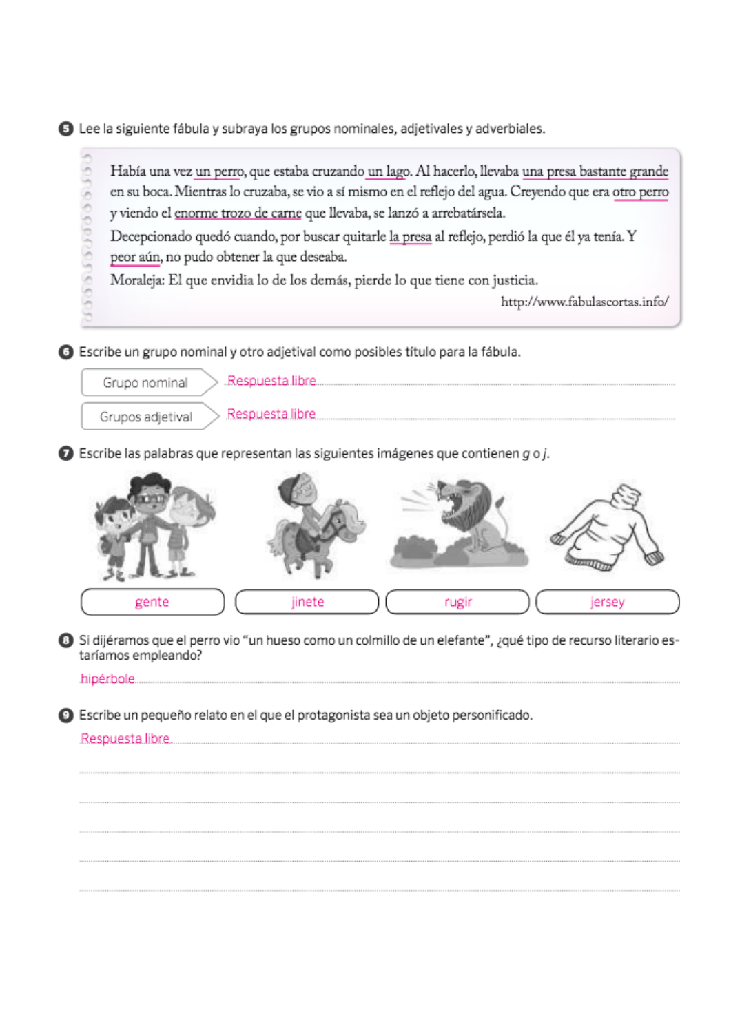**5** Lee la siguiente fábula y subraya los grupos nominales, adjetivales y adverbiales.

> Había una vez un perro, que estaba cruzando un lago. Al hacerlo, llevaba una presa bastante grande en su boca. Mientras lo cruzaba, se vio a sí mismo en el reflejo del agua. Creyendo que era otro perro y viendo el enorme trozo de carne que llevaba, se lanzó a arrebatársela.
>
> Decepcionado quedó cuando, por buscar quitarle la presa al reflejo, perdió la que él ya tenía. Y peor aún, no pudo obtener la que deseaba.
>
> Moraleja: El que envidia lo de los demás, pierde lo que tiene con justicia.
>
> http://www.fabulascortas.info/

**6** Escribe un grupo nominal y otro adjetival como posibles título para la fábula.

- Grupo nominal: Respuesta libre
- Grupos adjetival: Respuesta libre

**7** Escribe las palabras que representan las siguientes imágenes que contienen *g* o *j*.

| gente | jinete | rugir | jersey |
|---|---|---|---|

**8** Si dijéramos que el perro vio "un hueso como un colmillo de un elefante", ¿qué tipo de recurso literario estaríamos empleando?

hipérbole

**9** Escribe un pequeño relato en el que el protagonista sea un objeto personificado.

Respuesta libre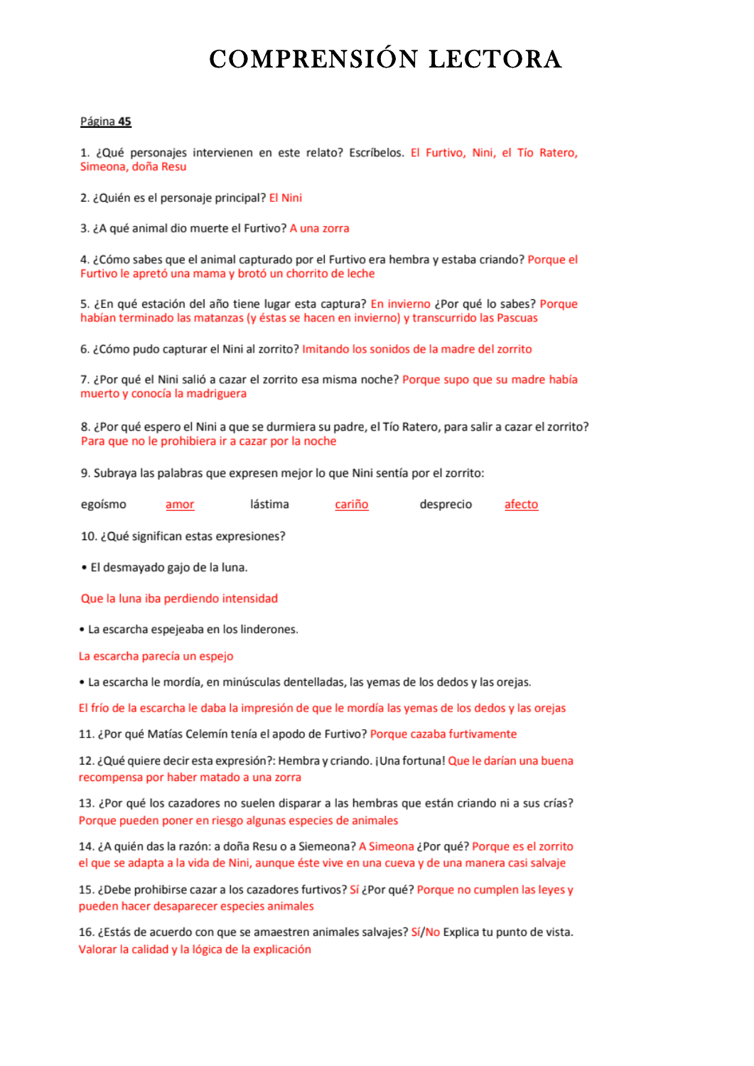# COMPRENSIÓN LECTORA

Página **45**

1. ¿Qué personajes intervienen en este relato? Escríbelos. El Furtivo, Nini, el Tío Ratero, Simeona, doña Resu

2. ¿Quién es el personaje principal? El Nini

3. ¿A qué animal dio muerte el Furtivo? A una zorra

4. ¿Cómo sabes que el animal capturado por el Furtivo era hembra y estaba criando? Porque el Furtivo le apretó una mama y brotó un chorrito de leche

5. ¿En qué estación del año tiene lugar esta captura? En invierno ¿Por qué lo sabes? Porque habían terminado las matanzas (y éstas se hacen en invierno) y transcurrido las Pascuas

6. ¿Cómo pudo capturar el Nini al zorrito? Imitando los sonidos de la madre del zorrito

7. ¿Por qué el Nini salió a cazar el zorrito esa misma noche? Porque supo que su madre había muerto y conocía la madriguera

8. ¿Por qué espero el Nini a que se durmiera su padre, el Tío Ratero, para salir a cazar el zorrito? Para que no le prohibiera ir a cazar por la noche

9. Subraya las palabras que expresen mejor lo que Nini sentía por el zorrito:

egoísmo &nbsp;&nbsp; amor &nbsp;&nbsp; lástima &nbsp;&nbsp; cariño &nbsp;&nbsp; desprecio &nbsp;&nbsp; afecto

10. ¿Qué significan estas expresiones?

- El desmayado gajo de la luna.

Que la luna iba perdiendo intensidad

- La escarcha espejeaba en los linderones.

La escarcha parecía un espejo

- La escarcha le mordía, en minúsculas dentelladas, las yemas de los dedos y las orejas.

El frío de la escarcha le daba la impresión de que le mordía las yemas de los dedos y las orejas

11. ¿Por qué Matías Celemín tenía el apodo de Furtivo? Porque cazaba furtivamente

12. ¿Qué quiere decir esta expresión?: Hembra y criando. ¡Una fortuna! Que le darían una buena recompensa por haber matado a una zorra

13. ¿Por qué los cazadores no suelen disparar a las hembras que están criando ni a sus crías? Porque pueden poner en riesgo algunas especies de animales

14. ¿A quién das la razón: a doña Resu o a Siemeona? A Simeona ¿Por qué? Porque es el zorrito el que se adapta a la vida de Nini, aunque éste vive en una cueva y de una manera casi salvaje

15. ¿Debe prohibirse cazar a los cazadores furtivos? Sí ¿Por qué? Porque no cumplen las leyes y pueden hacer desaparecer especies animales

16. ¿Estás de acuerdo con que se amaestren animales salvajes? Sí/No Explica tu punto de vista. Valorar la calidad y la lógica de la explicación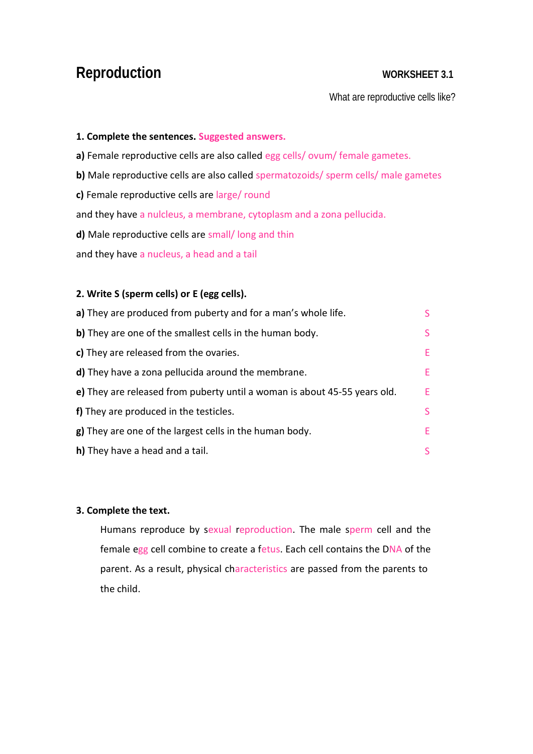# Reproduction

**WORKSHEET 3.1**

What are reproductive cells like?

**1. Complete the sentences.** **Suggested answers.**

**a)** Female reproductive cells are also called egg cells/ ovum/ female gametes.

**b)** Male reproductive cells are also called spermatozoids/ sperm cells/ male gametes

**c)** Female reproductive cells are large/ round

and they have a nulcleus, a membrane, cytoplasm and a zona pellucida.

**d)** Male reproductive cells are small/ long and thin

and they have a nucleus, a head and a tail

**2. Write S (sperm cells) or E (egg cells).**

**a)** They are produced from puberty and for a man's whole life. S

**b)** They are one of the smallest cells in the human body. S

**c)** They are released from the ovaries. E

**d)** They have a zona pellucida around the membrane. E

**e)** They are released from puberty until a woman is about 45-55 years old. E

**f)** They are produced in the testicles. S

**g)** They are one of the largest cells in the human body. E

**h)** They have a head and a tail. S

**3. Complete the text.**

Humans reproduce by sexual reproduction. The male sperm cell and the female egg cell combine to create a fetus. Each cell contains the DNA of the parent. As a result, physical characteristics are passed from the parents to the child.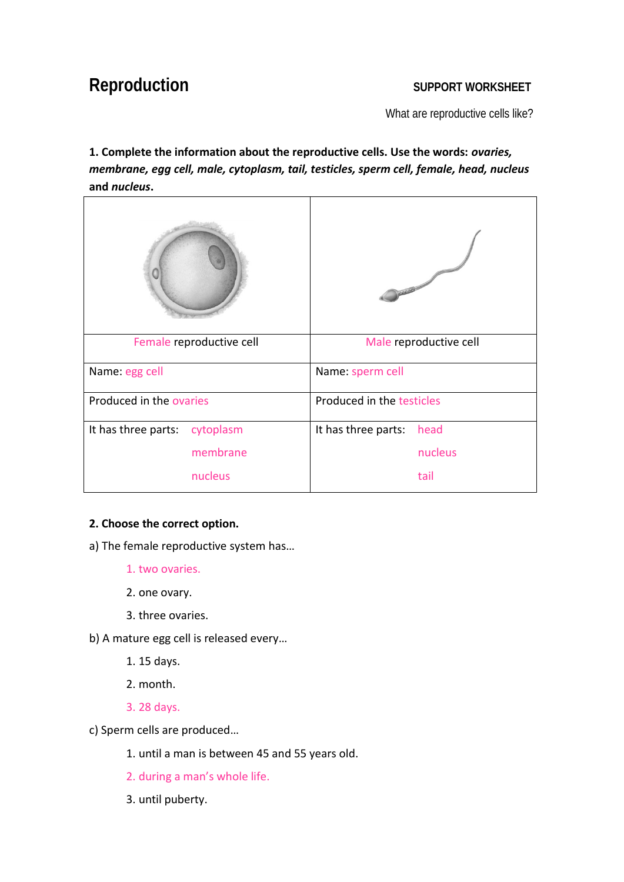# Reproduction

**SUPPORT WORKSHEET**

What are reproductive cells like?

**1. Complete the information about the reproductive cells. Use the words: *ovaries, membrane, egg cell, male, cytoplasm, tail, testicles, sperm cell, female, head, nucleus* and *nucleus*.**

| | |
|---|---|
| Female reproductive cell | Male reproductive cell |
| Name: egg cell | Name: sperm cell |
| Produced in the ovaries | Produced in the testicles |
| It has three parts: cytoplasm<br>membrane<br>nucleus | It has three parts: head<br>nucleus<br>tail |

**2. Choose the correct option.**

a) The female reproductive system has…

1. two ovaries.
2. one ovary.
3. three ovaries.

b) A mature egg cell is released every…

1. 15 days.
2. month.
3. 28 days.

c) Sperm cells are produced…

1. until a man is between 45 and 55 years old.
2. during a man's whole life.
3. until puberty.